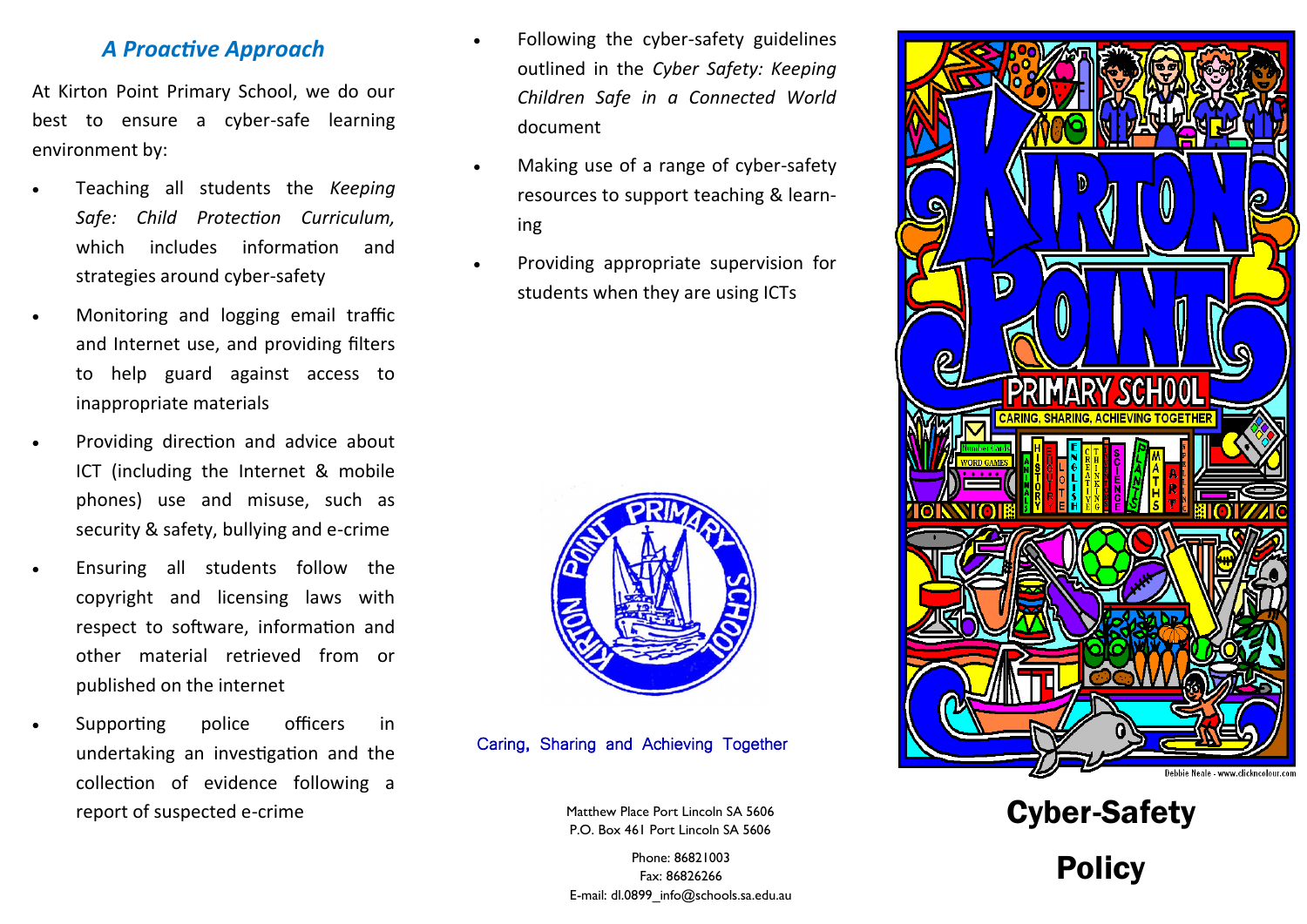## *A Proactive Approach*

At Kirton Point Primary School, we do our best to ensure a cyber-safe learning environment by:

- Teaching all students the *Keeping Safe: Child Protection Curriculum,* which includes information and strategies around cyber-safety
- Monitoring and logging email traffic and Internet use, and providing filters to help guard against access to inappropriate materials
- Providing direction and advice about ICT (including the Internet & mobile phones) use and misuse, such as security & safety, bullying and e-crime
- Ensuring all students follow the copyright and licensing laws with respect to software, information and other material retrieved from or published on the internet
- Supporting police officers in undertaking an investigation and the collection of evidence following a report of suspected e-crime
- Following the cyber-safety guidelines outlined in the *Cyber Safety: Keeping Children Safe in a Connected World* document
- Making use of a range of cyber-safety resources to support teaching & learning
- Providing appropriate supervision for students when they are using ICTs

Caring, Sharing and Achieving Together

Matthew Place Port Lincoln SA 5606
P.O. Box 461 Port Lincoln SA 5606

Phone: 86821003
Fax: 86826266
E-mail: dl.0899_info@schools.sa.edu.au

Debbie Neale - www.clickncolour.com

# Cyber-Safety Policy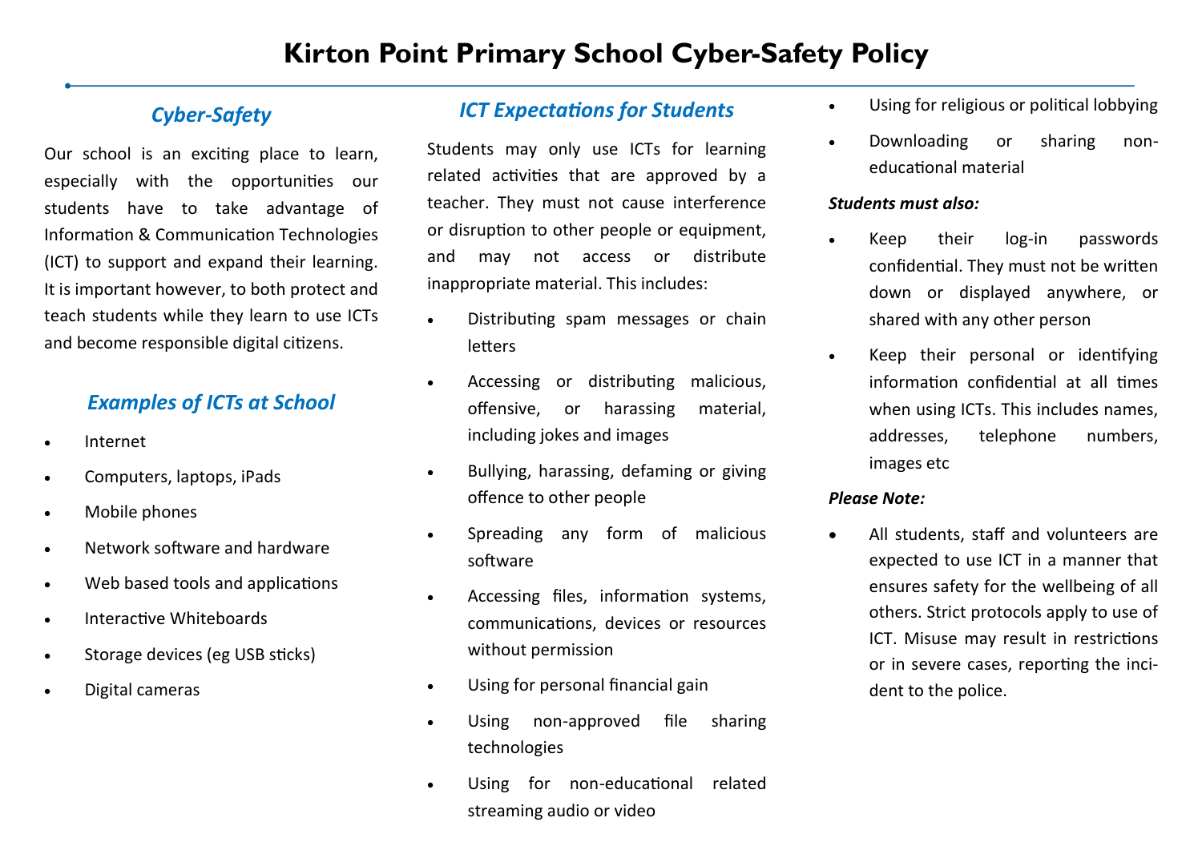# Kirton Point Primary School Cyber-Safety Policy

## Cyber-Safety

Our school is an exciting place to learn, especially with the opportunities our students have to take advantage of Information & Communication Technologies (ICT) to support and expand their learning. It is important however, to both protect and teach students while they learn to use ICTs and become responsible digital citizens.

## Examples of ICTs at School

- Internet
- Computers, laptops, iPads
- Mobile phones
- Network software and hardware
- Web based tools and applications
- Interactive Whiteboards
- Storage devices (eg USB sticks)
- Digital cameras

## ICT Expectations for Students

Students may only use ICTs for learning related activities that are approved by a teacher. They must not cause interference or disruption to other people or equipment, and may not access or distribute inappropriate material. This includes:

- Distributing spam messages or chain letters
- Accessing or distributing malicious, offensive, or harassing material, including jokes and images
- Bullying, harassing, defaming or giving offence to other people
- Spreading any form of malicious software
- Accessing files, information systems, communications, devices or resources without permission
- Using for personal financial gain
- Using non-approved file sharing technologies
- Using for non-educational related streaming audio or video
- Using for religious or political lobbying
- Downloading or sharing non-educational material

***Students must also:***

- Keep their log-in passwords confidential. They must not be written down or displayed anywhere, or shared with any other person
- Keep their personal or identifying information confidential at all times when using ICTs. This includes names, addresses, telephone numbers, images etc

***Please Note:***

- All students, staff and volunteers are expected to use ICT in a manner that ensures safety for the wellbeing of all others. Strict protocols apply to use of ICT. Misuse may result in restrictions or in severe cases, reporting the incident to the police.